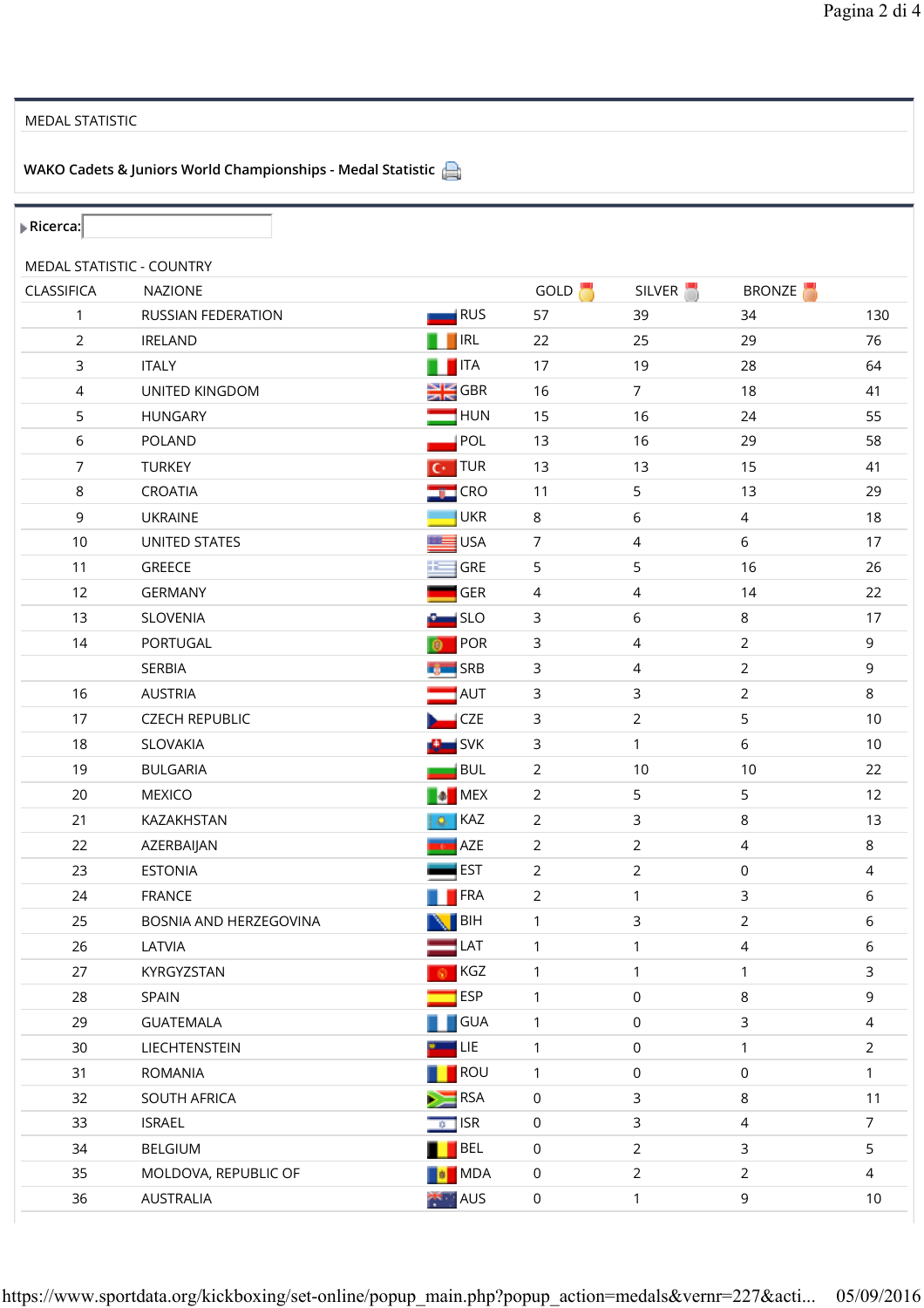MEDAL STATISTIC

**WAKO Cadets & Juniors World Championships - Medal Statistic**

**Ricerca:**

MEDAL STATISTIC - COUNTRY

| CLASSIFICA | NAZIONE | | GOLD | SILVER | BRONZE | |
|---|---|---|---|---|---|---|
| 1 | RUSSIAN FEDERATION | RUS | 57 | 39 | 34 | 130 |
| 2 | IRELAND | IRL | 22 | 25 | 29 | 76 |
| 3 | ITALY | ITA | 17 | 19 | 28 | 64 |
| 4 | UNITED KINGDOM | GBR | 16 | 7 | 18 | 41 |
| 5 | HUNGARY | HUN | 15 | 16 | 24 | 55 |
| 6 | POLAND | POL | 13 | 16 | 29 | 58 |
| 7 | TURKEY | TUR | 13 | 13 | 15 | 41 |
| 8 | CROATIA | CRO | 11 | 5 | 13 | 29 |
| 9 | UKRAINE | UKR | 8 | 6 | 4 | 18 |
| 10 | UNITED STATES | USA | 7 | 4 | 6 | 17 |
| 11 | GREECE | GRE | 5 | 5 | 16 | 26 |
| 12 | GERMANY | GER | 4 | 4 | 14 | 22 |
| 13 | SLOVENIA | SLO | 3 | 6 | 8 | 17 |
| 14 | PORTUGAL | POR | 3 | 4 | 2 | 9 |
| | SERBIA | SRB | 3 | 4 | 2 | 9 |
| 16 | AUSTRIA | AUT | 3 | 3 | 2 | 8 |
| 17 | CZECH REPUBLIC | CZE | 3 | 2 | 5 | 10 |
| 18 | SLOVAKIA | SVK | 3 | 1 | 6 | 10 |
| 19 | BULGARIA | BUL | 2 | 10 | 10 | 22 |
| 20 | MEXICO | MEX | 2 | 5 | 5 | 12 |
| 21 | KAZAKHSTAN | KAZ | 2 | 3 | 8 | 13 |
| 22 | AZERBAIJAN | AZE | 2 | 2 | 4 | 8 |
| 23 | ESTONIA | EST | 2 | 2 | 0 | 4 |
| 24 | FRANCE | FRA | 2 | 1 | 3 | 6 |
| 25 | BOSNIA AND HERZEGOVINA | BIH | 1 | 3 | 2 | 6 |
| 26 | LATVIA | LAT | 1 | 1 | 4 | 6 |
| 27 | KYRGYZSTAN | KGZ | 1 | 1 | 1 | 3 |
| 28 | SPAIN | ESP | 1 | 0 | 8 | 9 |
| 29 | GUATEMALA | GUA | 1 | 0 | 3 | 4 |
| 30 | LIECHTENSTEIN | LIE | 1 | 0 | 1 | 2 |
| 31 | ROMANIA | ROU | 1 | 0 | 0 | 1 |
| 32 | SOUTH AFRICA | RSA | 0 | 3 | 8 | 11 |
| 33 | ISRAEL | ISR | 0 | 3 | 4 | 7 |
| 34 | BELGIUM | BEL | 0 | 2 | 3 | 5 |
| 35 | MOLDOVA, REPUBLIC OF | MDA | 0 | 2 | 2 | 4 |
| 36 | AUSTRALIA | AUS | 0 | 1 | 9 | 10 |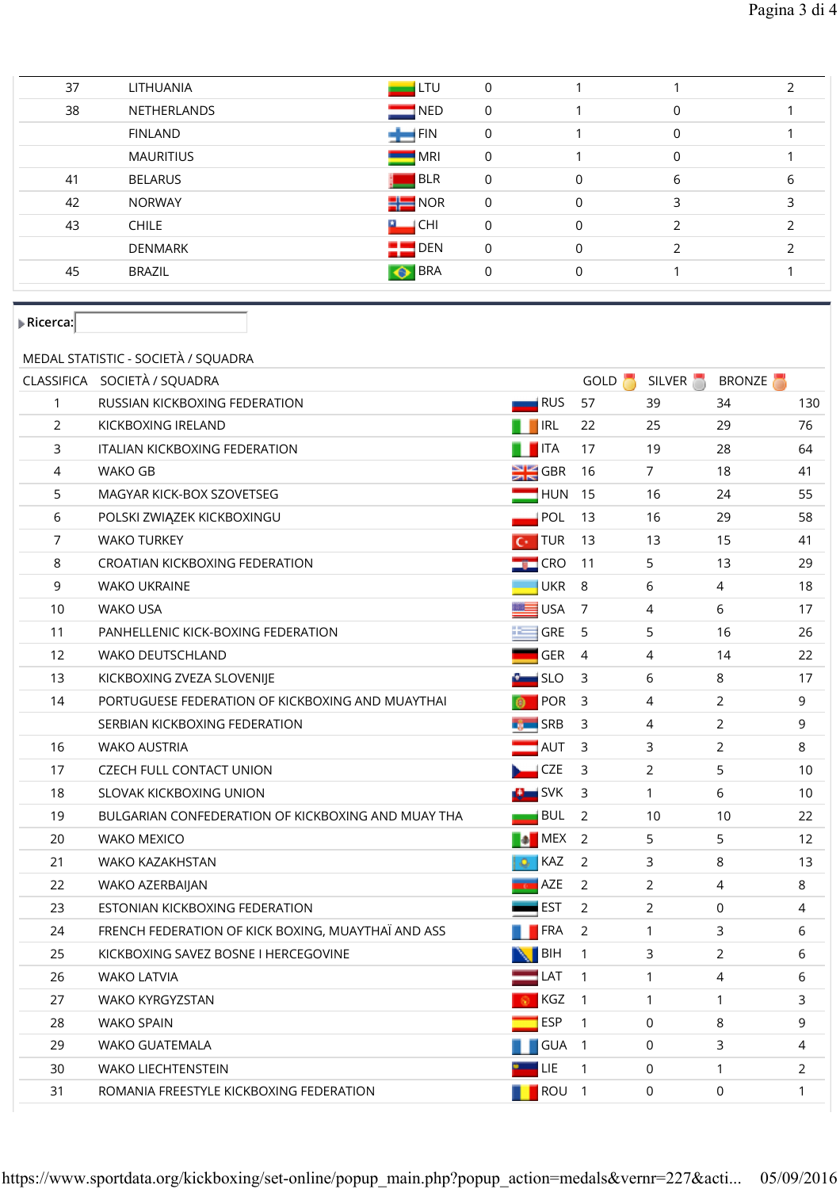| | | | | | | |
|---|---|---|---|---|---|---|
| 37 | LITHUANIA | LTU | 0 | 1 | 1 | 2 |
| 38 | NETHERLANDS | NED | 0 | 1 | 0 | 1 |
| | FINLAND | FIN | 0 | 1 | 0 | 1 |
| | MAURITIUS | MRI | 0 | 1 | 0 | 1 |
| 41 | BELARUS | BLR | 0 | 0 | 6 | 6 |
| 42 | NORWAY | NOR | 0 | 0 | 3 | 3 |
| 43 | CHILE | CHI | 0 | 0 | 2 | 2 |
| | DENMARK | DEN | 0 | 0 | 2 | 2 |
| 45 | BRAZIL | BRA | 0 | 0 | 1 | 1 |

Ricerca:

MEDAL STATISTIC - SOCIETÀ / SQUADRA

| CLASSIFICA | SOCIETÀ / SQUADRA | | GOLD | SILVER | BRONZE | |
|---|---|---|---|---|---|---|
| 1 | RUSSIAN KICKBOXING FEDERATION | RUS | 57 | 39 | 34 | 130 |
| 2 | KICKBOXING IRELAND | IRL | 22 | 25 | 29 | 76 |
| 3 | ITALIAN KICKBOXING FEDERATION | ITA | 17 | 19 | 28 | 64 |
| 4 | WAKO GB | GBR | 16 | 7 | 18 | 41 |
| 5 | MAGYAR KICK-BOX SZOVETSEG | HUN | 15 | 16 | 24 | 55 |
| 6 | POLSKI ZWIĄZEK KICKBOXINGU | POL | 13 | 16 | 29 | 58 |
| 7 | WAKO TURKEY | TUR | 13 | 13 | 15 | 41 |
| 8 | CROATIAN KICKBOXING FEDERATION | CRO | 11 | 5 | 13 | 29 |
| 9 | WAKO UKRAINE | UKR | 8 | 6 | 4 | 18 |
| 10 | WAKO USA | USA | 7 | 4 | 6 | 17 |
| 11 | PANHELLENIC KICK-BOXING FEDERATION | GRE | 5 | 5 | 16 | 26 |
| 12 | WAKO DEUTSCHLAND | GER | 4 | 4 | 14 | 22 |
| 13 | KICKBOXING ZVEZA SLOVENIJE | SLO | 3 | 6 | 8 | 17 |
| 14 | PORTUGUESE FEDERATION OF KICKBOXING AND MUAYTHAI | POR | 3 | 4 | 2 | 9 |
| | SERBIAN KICKBOXING FEDERATION | SRB | 3 | 4 | 2 | 9 |
| 16 | WAKO AUSTRIA | AUT | 3 | 3 | 2 | 8 |
| 17 | CZECH FULL CONTACT UNION | CZE | 3 | 2 | 5 | 10 |
| 18 | SLOVAK KICKBOXING UNION | SVK | 3 | 1 | 6 | 10 |
| 19 | BULGARIAN CONFEDERATION OF KICKBOXING AND MUAY THA | BUL | 2 | 10 | 10 | 22 |
| 20 | WAKO MEXICO | MEX | 2 | 5 | 5 | 12 |
| 21 | WAKO KAZAKHSTAN | KAZ | 2 | 3 | 8 | 13 |
| 22 | WAKO AZERBAIJAN | AZE | 2 | 2 | 4 | 8 |
| 23 | ESTONIAN KICKBOXING FEDERATION | EST | 2 | 2 | 0 | 4 |
| 24 | FRENCH FEDERATION OF KICK BOXING, MUAYTHAÏ AND ASS | FRA | 2 | 1 | 3 | 6 |
| 25 | KICKBOXING SAVEZ BOSNE I HERCEGOVINE | BIH | 1 | 3 | 2 | 6 |
| 26 | WAKO LATVIA | LAT | 1 | 1 | 4 | 6 |
| 27 | WAKO KYRGYZSTAN | KGZ | 1 | 1 | 1 | 3 |
| 28 | WAKO SPAIN | ESP | 1 | 0 | 8 | 9 |
| 29 | WAKO GUATEMALA | GUA | 1 | 0 | 3 | 4 |
| 30 | WAKO LIECHTENSTEIN | LIE | 1 | 0 | 1 | 2 |
| 31 | ROMANIA FREESTYLE KICKBOXING FEDERATION | ROU | 1 | 0 | 0 | 1 |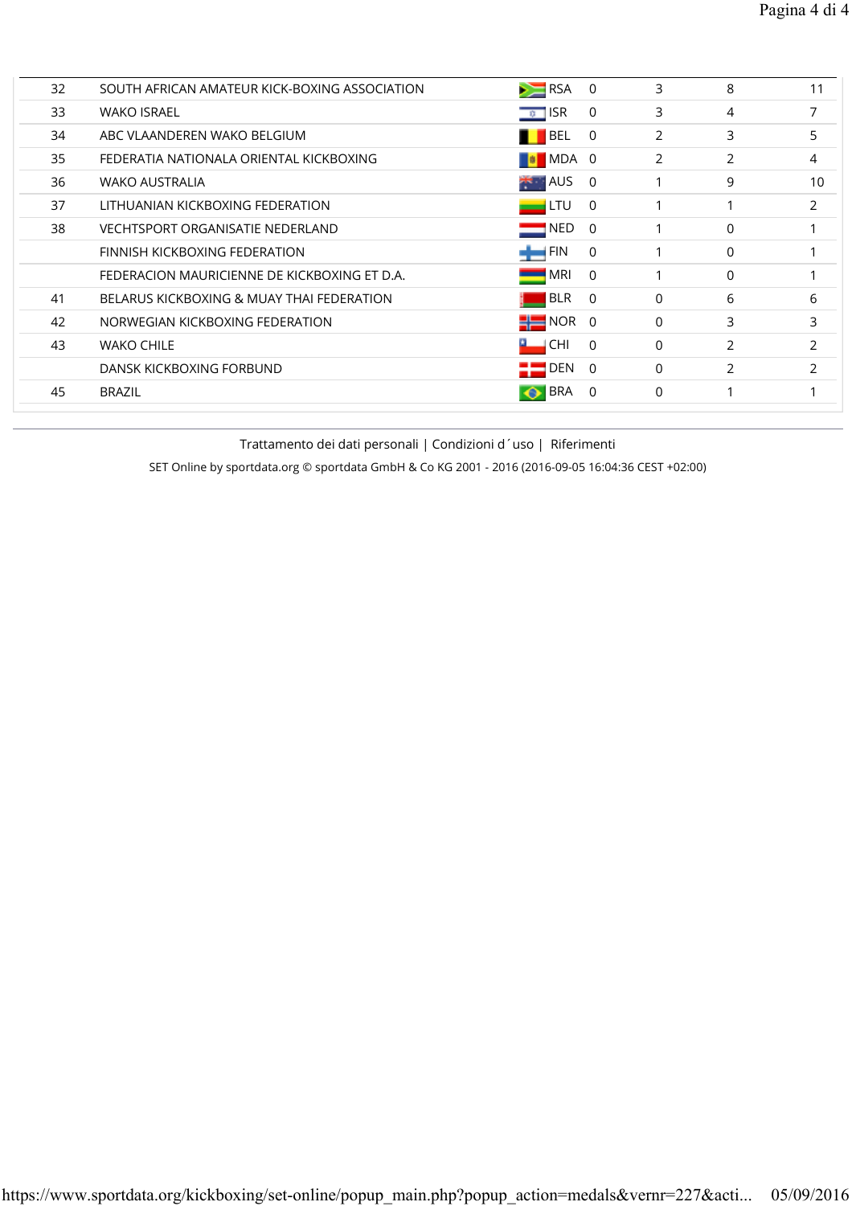| | | | | | | |
|---|---|---|---|---|---|---|
| 32 | SOUTH AFRICAN AMATEUR KICK-BOXING ASSOCIATION | RSA | 0 | 3 | 8 | 11 |
| 33 | WAKO ISRAEL | ISR | 0 | 3 | 4 | 7 |
| 34 | ABC VLAANDEREN WAKO BELGIUM | BEL | 0 | 2 | 3 | 5 |
| 35 | FEDERATIA NATIONALA ORIENTAL KICKBOXING | MDA | 0 | 2 | 2 | 4 |
| 36 | WAKO AUSTRALIA | AUS | 0 | 1 | 9 | 10 |
| 37 | LITHUANIAN KICKBOXING FEDERATION | LTU | 0 | 1 | 1 | 2 |
| 38 | VECHTSPORT ORGANISATIE NEDERLAND | NED | 0 | 1 | 0 | 1 |
| | FINNISH KICKBOXING FEDERATION | FIN | 0 | 1 | 0 | 1 |
| | FEDERACION MAURICIENNE DE KICKBOXING ET D.A. | MRI | 0 | 1 | 0 | 1 |
| 41 | BELARUS KICKBOXING & MUAY THAI FEDERATION | BLR | 0 | 0 | 6 | 6 |
| 42 | NORWEGIAN KICKBOXING FEDERATION | NOR | 0 | 0 | 3 | 3 |
| 43 | WAKO CHILE | CHI | 0 | 0 | 2 | 2 |
| | DANSK KICKBOXING FORBUND | DEN | 0 | 0 | 2 | 2 |
| 45 | BRAZIL | BRA | 0 | 0 | 1 | 1 |

Trattamento dei dati personali | Condizioni d´uso | Riferimenti

SET Online by sportdata.org © sportdata GmbH & Co KG 2001 - 2016 (2016-09-05 16:04:36 CEST +02:00)